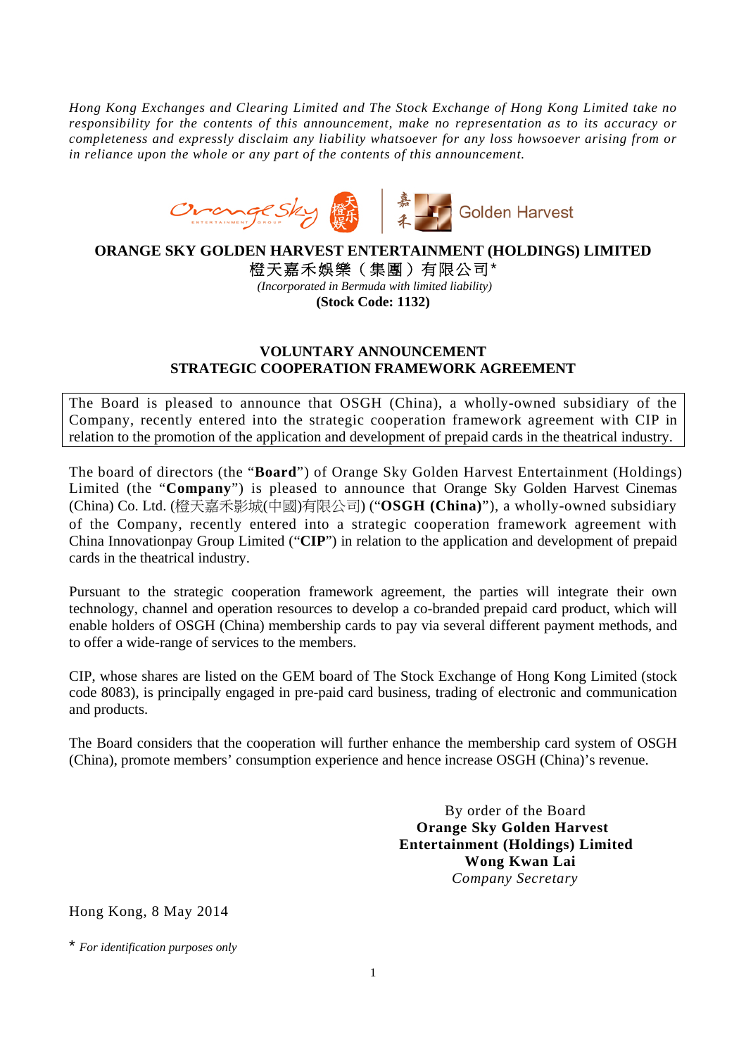*Hong Kong Exchanges and Clearing Limited and The Stock Exchange of Hong Kong Limited take no responsibility for the contents of this announcement, make no representation as to its accuracy or completeness and expressly disclaim any liability whatsoever for any loss howsoever arising from or in reliance upon the whole or any part of the contents of this announcement.*

# ORANGE SKY GOLDEN HARVEST ENTERTAINMENT (HOLDINGS) LIMITED

# 橙天嘉禾娛樂（集團）有限公司*

*(Incorporated in Bermuda with limited liability)*

**(Stock Code: 1132)**

## VOLUNTARY ANNOUNCEMENT
## STRATEGIC COOPERATION FRAMEWORK AGREEMENT

The Board is pleased to announce that OSGH (China), a wholly-owned subsidiary of the Company, recently entered into the strategic cooperation framework agreement with CIP in relation to the promotion of the application and development of prepaid cards in the theatrical industry.

The board of directors (the "**Board**") of Orange Sky Golden Harvest Entertainment (Holdings) Limited (the "**Company**") is pleased to announce that Orange Sky Golden Harvest Cinemas (China) Co. Ltd. (橙天嘉禾影城(中國)有限公司) ("**OSGH (China)**"), a wholly-owned subsidiary of the Company, recently entered into a strategic cooperation framework agreement with China Innovationpay Group Limited ("**CIP**") in relation to the application and development of prepaid cards in the theatrical industry.

Pursuant to the strategic cooperation framework agreement, the parties will integrate their own technology, channel and operation resources to develop a co-branded prepaid card product, which will enable holders of OSGH (China) membership cards to pay via several different payment methods, and to offer a wide-range of services to the members.

CIP, whose shares are listed on the GEM board of The Stock Exchange of Hong Kong Limited (stock code 8083), is principally engaged in pre-paid card business, trading of electronic and communication and products.

The Board considers that the cooperation will further enhance the membership card system of OSGH (China), promote members' consumption experience and hence increase OSGH (China)'s revenue.

By order of the Board
**Orange Sky Golden Harvest Entertainment (Holdings) Limited**
**Wong Kwan Lai**
*Company Secretary*

Hong Kong, 8 May 2014

\* *For identification purposes only*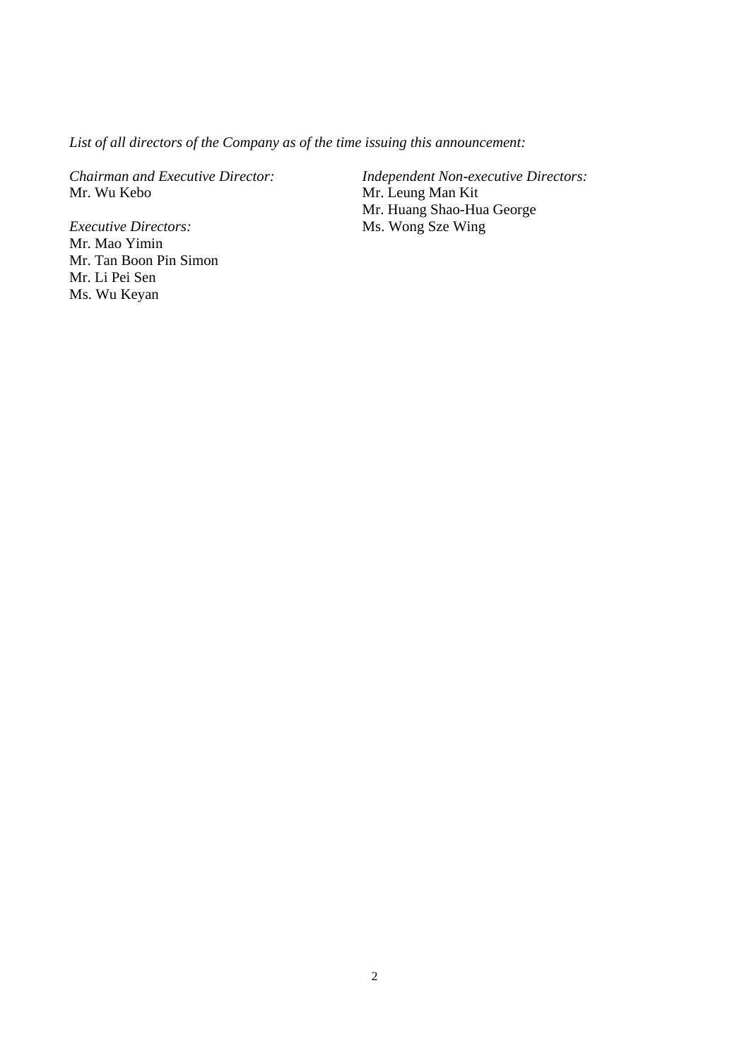*List of all directors of the Company as of the time issuing this announcement:*

*Chairman and Executive Director:*
Mr. Wu Kebo

*Executive Directors:*
Mr. Mao Yimin
Mr. Tan Boon Pin Simon
Mr. Li Pei Sen
Ms. Wu Keyan

*Independent Non-executive Directors:*
Mr. Leung Man Kit
Mr. Huang Shao-Hua George
Ms. Wong Sze Wing